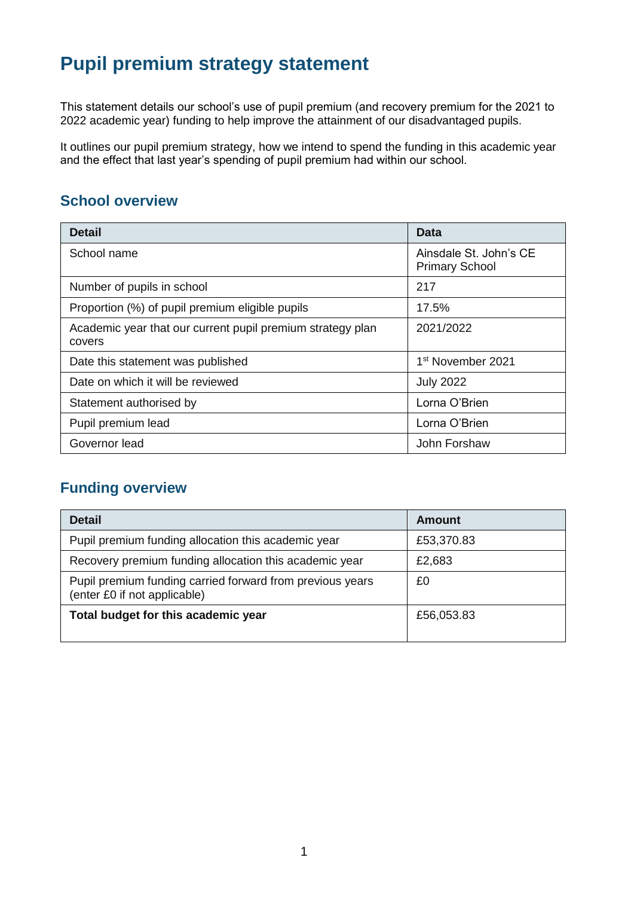# Pupil premium strategy statement

This statement details our school's use of pupil premium (and recovery premium for the 2021 to 2022 academic year) funding to help improve the attainment of our disadvantaged pupils.

It outlines our pupil premium strategy, how we intend to spend the funding in this academic year and the effect that last year's spending of pupil premium had within our school.

## School overview

| Detail | Data |
|---|---|
| School name | Ainsdale St. John's CE Primary School |
| Number of pupils in school | 217 |
| Proportion (%) of pupil premium eligible pupils | 17.5% |
| Academic year that our current pupil premium strategy plan covers | 2021/2022 |
| Date this statement was published | 1st November 2021 |
| Date on which it will be reviewed | July 2022 |
| Statement authorised by | Lorna O'Brien |
| Pupil premium lead | Lorna O'Brien |
| Governor lead | John Forshaw |

## Funding overview

| Detail | Amount |
|---|---|
| Pupil premium funding allocation this academic year | £53,370.83 |
| Recovery premium funding allocation this academic year | £2,683 |
| Pupil premium funding carried forward from previous years (enter £0 if not applicable) | £0 |
| **Total budget for this academic year** | £56,053.83 |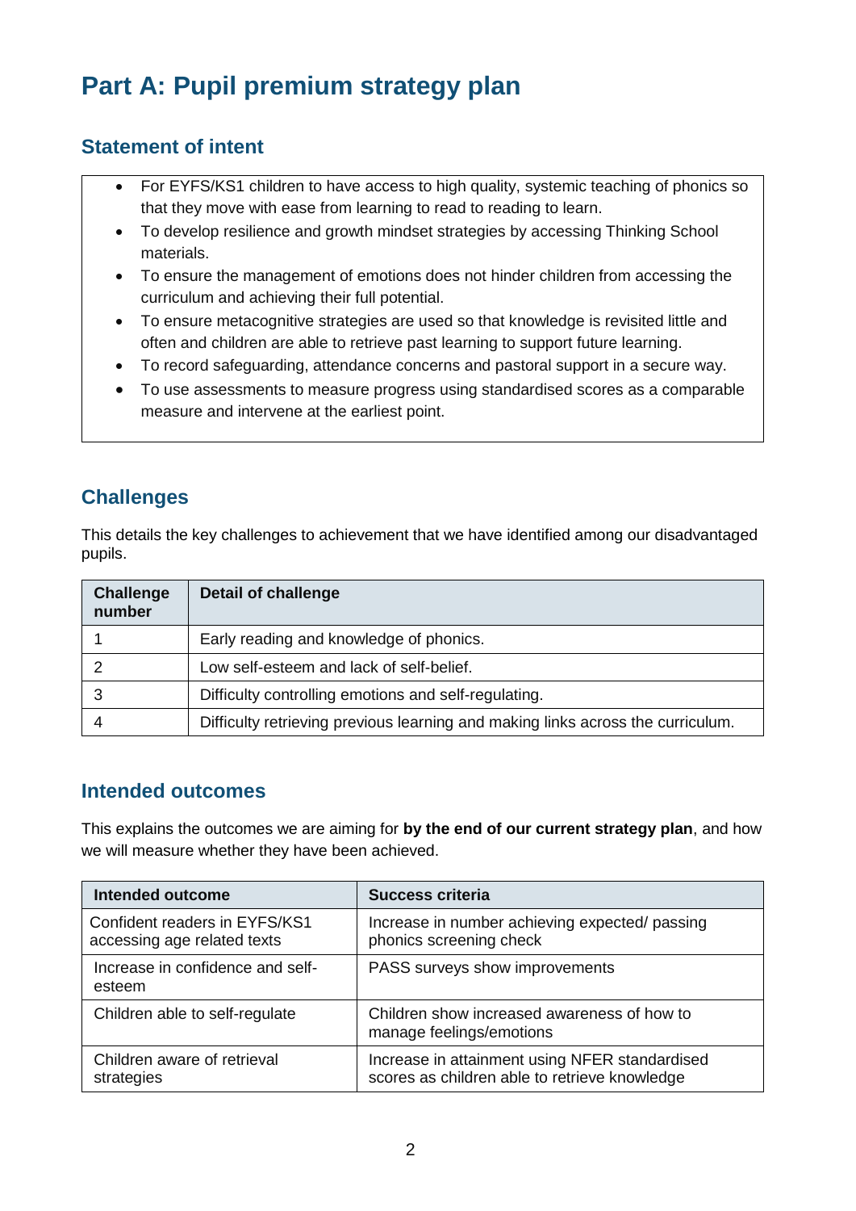# Part A: Pupil premium strategy plan

## Statement of intent

- For EYFS/KS1 children to have access to high quality, systemic teaching of phonics so that they move with ease from learning to read to reading to learn.
- To develop resilience and growth mindset strategies by accessing Thinking School materials.
- To ensure the management of emotions does not hinder children from accessing the curriculum and achieving their full potential.
- To ensure metacognitive strategies are used so that knowledge is revisited little and often and children are able to retrieve past learning to support future learning.
- To record safeguarding, attendance concerns and pastoral support in a secure way.
- To use assessments to measure progress using standardised scores as a comparable measure and intervene at the earliest point.

## Challenges

This details the key challenges to achievement that we have identified among our disadvantaged pupils.

| Challenge number | Detail of challenge |
|---|---|
| 1 | Early reading and knowledge of phonics. |
| 2 | Low self-esteem and lack of self-belief. |
| 3 | Difficulty controlling emotions and self-regulating. |
| 4 | Difficulty retrieving previous learning and making links across the curriculum. |

## Intended outcomes

This explains the outcomes we are aiming for **by the end of our current strategy plan**, and how we will measure whether they have been achieved.

| Intended outcome | Success criteria |
|---|---|
| Confident readers in EYFS/KS1 accessing age related texts | Increase in number achieving expected/ passing phonics screening check |
| Increase in confidence and self-esteem | PASS surveys show improvements |
| Children able to self-regulate | Children show increased awareness of how to manage feelings/emotions |
| Children aware of retrieval strategies | Increase in attainment using NFER standardised scores as children able to retrieve knowledge |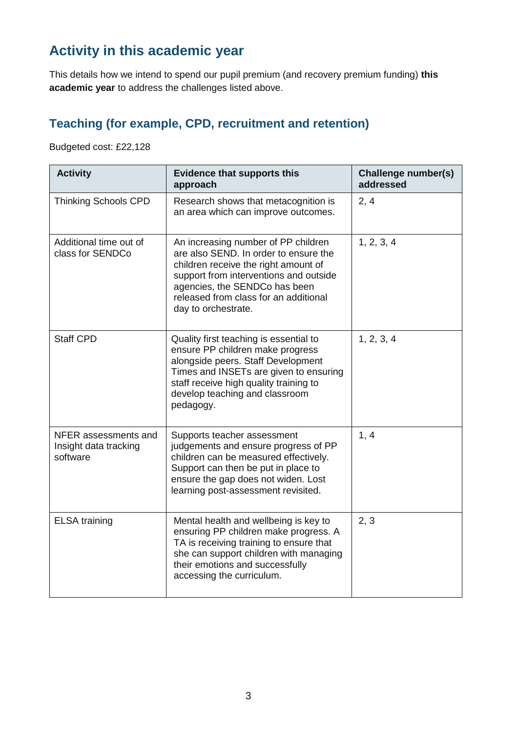## Activity in this academic year

This details how we intend to spend our pupil premium (and recovery premium funding) **this academic year** to address the challenges listed above.

### Teaching (for example, CPD, recruitment and retention)

Budgeted cost: £22,128

| Activity | Evidence that supports this approach | Challenge number(s) addressed |
|---|---|---|
| Thinking Schools CPD | Research shows that metacognition is an area which can improve outcomes. | 2, 4 |
| Additional time out of class for SENDCo | An increasing number of PP children are also SEND. In order to ensure the children receive the right amount of support from interventions and outside agencies, the SENDCo has been released from class for an additional day to orchestrate. | 1, 2, 3, 4 |
| Staff CPD | Quality first teaching is essential to ensure PP children make progress alongside peers. Staff Development Times and INSETs are given to ensuring staff receive high quality training to develop teaching and classroom pedagogy. | 1, 2, 3, 4 |
| NFER assessments and Insight data tracking software | Supports teacher assessment judgements and ensure progress of PP children can be measured effectively. Support can then be put in place to ensure the gap does not widen. Lost learning post-assessment revisited. | 1, 4 |
| ELSA training | Mental health and wellbeing is key to ensuring PP children make progress. A TA is receiving training to ensure that she can support children with managing their emotions and successfully accessing the curriculum. | 2, 3 |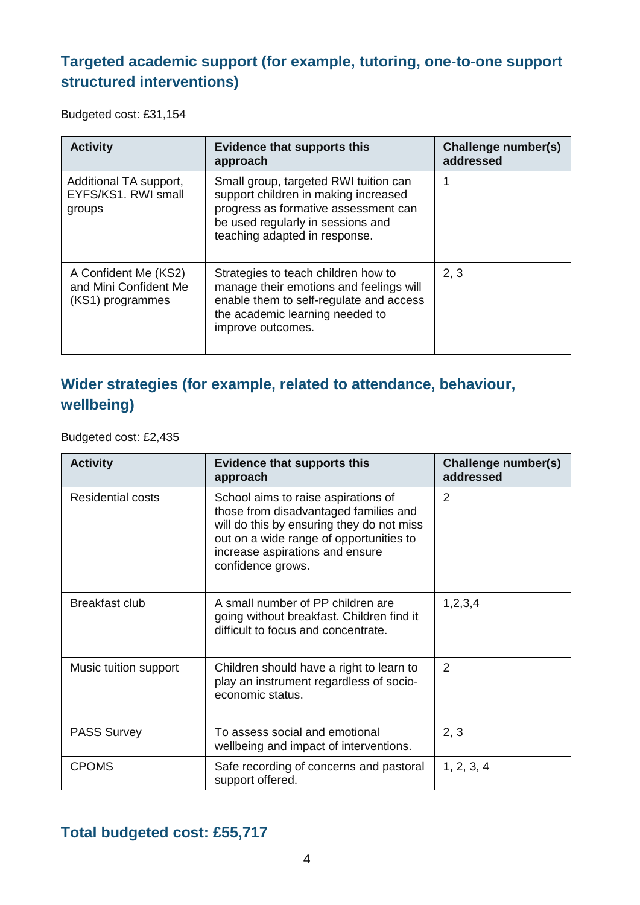## Targeted academic support (for example, tutoring, one-to-one support structured interventions)

Budgeted cost: £31,154

| Activity | Evidence that supports this approach | Challenge number(s) addressed |
|---|---|---|
| Additional TA support, EYFS/KS1. RWI small groups | Small group, targeted RWI tuition can support children in making increased progress as formative assessment can be used regularly in sessions and teaching adapted in response. | 1 |
| A Confident Me (KS2) and Mini Confident Me (KS1) programmes | Strategies to teach children how to manage their emotions and feelings will enable them to self-regulate and access the academic learning needed to improve outcomes. | 2, 3 |

## Wider strategies (for example, related to attendance, behaviour, wellbeing)

Budgeted cost: £2,435

| Activity | Evidence that supports this approach | Challenge number(s) addressed |
|---|---|---|
| Residential costs | School aims to raise aspirations of those from disadvantaged families and will do this by ensuring they do not miss out on a wide range of opportunities to increase aspirations and ensure confidence grows. | 2 |
| Breakfast club | A small number of PP children are going without breakfast. Children find it difficult to focus and concentrate. | 1,2,3,4 |
| Music tuition support | Children should have a right to learn to play an instrument regardless of socio-economic status. | 2 |
| PASS Survey | To assess social and emotional wellbeing and impact of interventions. | 2, 3 |
| CPOMS | Safe recording of concerns and pastoral support offered. | 1, 2, 3, 4 |

## Total budgeted cost: £55,717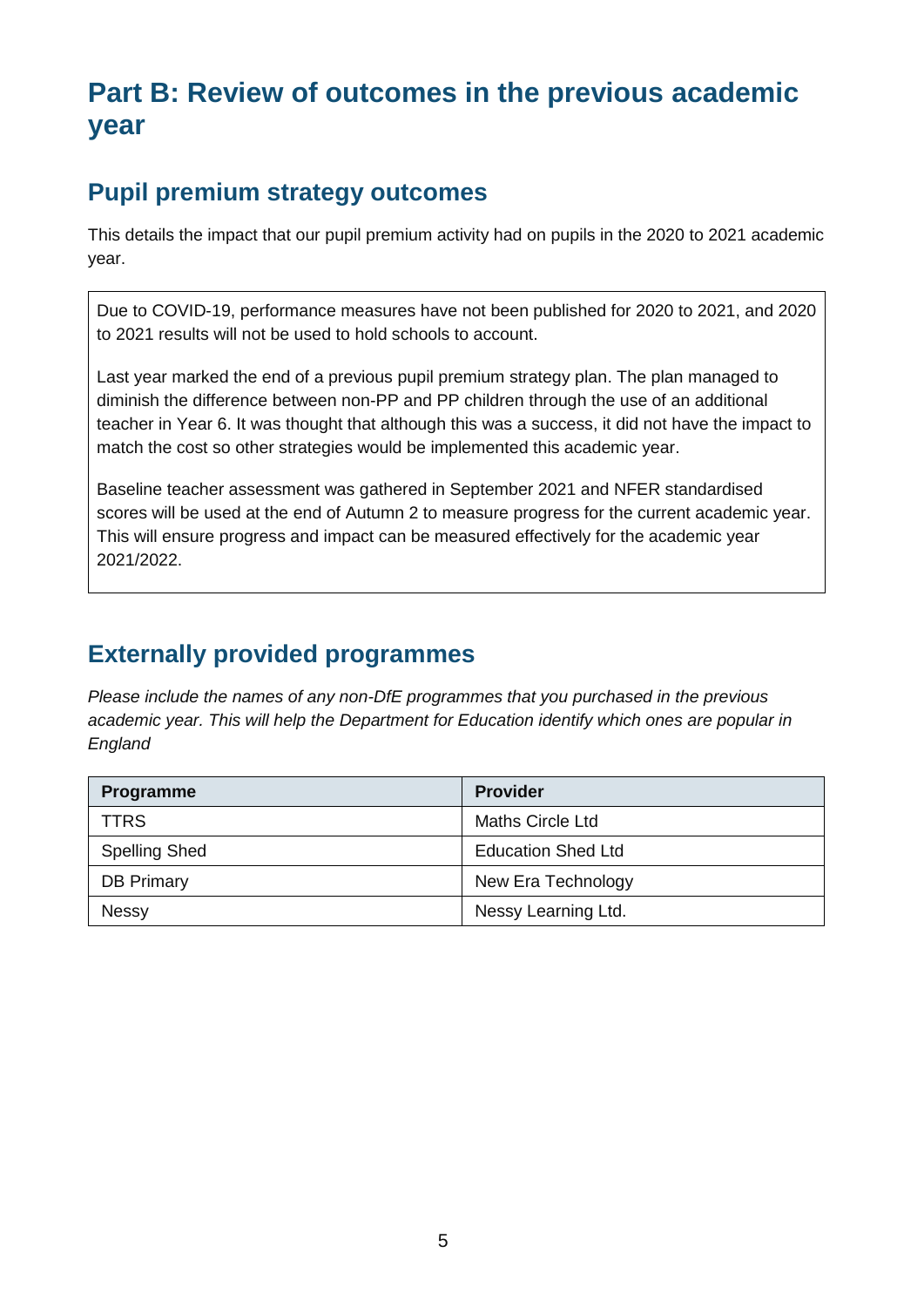# Part B: Review of outcomes in the previous academic year

## Pupil premium strategy outcomes

This details the impact that our pupil premium activity had on pupils in the 2020 to 2021 academic year.

Due to COVID-19, performance measures have not been published for 2020 to 2021, and 2020 to 2021 results will not be used to hold schools to account.

Last year marked the end of a previous pupil premium strategy plan. The plan managed to diminish the difference between non-PP and PP children through the use of an additional teacher in Year 6. It was thought that although this was a success, it did not have the impact to match the cost so other strategies would be implemented this academic year.

Baseline teacher assessment was gathered in September 2021 and NFER standardised scores will be used at the end of Autumn 2 to measure progress for the current academic year. This will ensure progress and impact can be measured effectively for the academic year 2021/2022.

## Externally provided programmes

*Please include the names of any non-DfE programmes that you purchased in the previous academic year. This will help the Department for Education identify which ones are popular in England*

| Programme | Provider |
|---|---|
| TTRS | Maths Circle Ltd |
| Spelling Shed | Education Shed Ltd |
| DB Primary | New Era Technology |
| Nessy | Nessy Learning Ltd. |